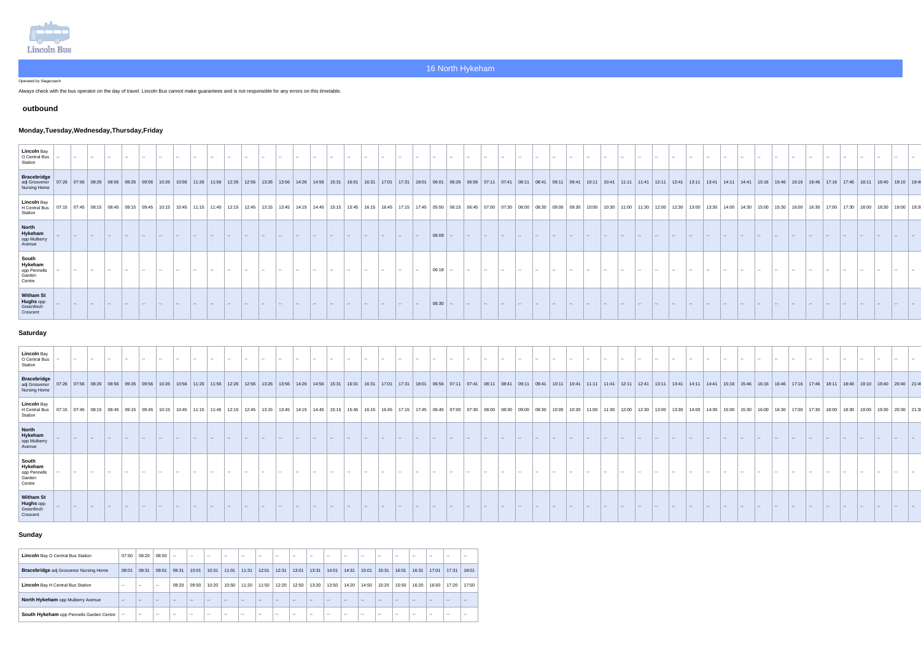Lincoln Bus

## 16 North Hykeham

Operated by Stagecoach

Always check with the bus operator on the day of travel. Lincoln Bus cannot make guarantees and is not responsible for any errors on this timetable.

### outbound

#### Monday,Tuesday,Wednesday,Thursday,Friday

| **Lincoln** Bay O Central Bus Station | -- | -- | -- | -- | -- | -- | -- | -- | -- | -- | -- | -- | -- | -- | -- | -- | -- | -- | -- | -- | -- | -- | -- | -- | -- | -- | -- | -- | -- | -- | -- | -- | -- | -- | -- | -- | -- | -- | -- | -- | -- | -- | -- | -- | -- | -- | -- | -- | -- | -- | -- |
|---|---|---|---|---|---|---|---|---|---|---|---|---|---|---|---|---|---|---|---|---|---|---|---|---|---|---|---|---|---|---|---|---|---|---|---|---|---|---|---|---|---|---|---|---|---|---|---|---|---|---|---|
| **Bracebridge** adj Grosvenor Nursing Home | 07:26 | 07:56 | 08:26 | 08:56 | 09:26 | 09:56 | 10:26 | 10:56 | 11:26 | 11:56 | 12:26 | 12:56 | 13:26 | 13:56 | 14:26 | 14:56 | 15:31 | 16:01 | 16:31 | 17:01 | 17:31 | 18:01 | 06:01 | 06:26 | 06:56 | 07:11 | 07:41 | 08:11 | 08:41 | 09:11 | 09:41 | 10:11 | 10:41 | 11:11 | 11:41 | 12:11 | 12:41 | 13:11 | 13:41 | 14:11 | 14:41 | 15:16 | 15:46 | 16:16 | 16:46 | 17:16 | 17:46 | 18:11 | 18:40 | 19:10 | 19:4 |
| **Lincoln** Bay H Central Bus Station | 07:15 | 07:45 | 08:15 | 08:45 | 09:15 | 09:45 | 10:15 | 10:45 | 11:15 | 11:45 | 12:15 | 12:45 | 13:15 | 13:45 | 14:15 | 14:45 | 15:15 | 15:45 | 16:15 | 16:45 | 17:15 | 17:45 | 05:50 | 06:15 | 06:45 | 07:00 | 07:30 | 08:00 | 08:30 | 09:00 | 09:30 | 10:00 | 10:30 | 11:00 | 11:30 | 12:00 | 12:30 | 13:00 | 13:30 | 14:00 | 14:30 | 15:00 | 15:30 | 16:00 | 16:30 | 17:00 | 17:30 | 18:00 | 18:30 | 19:00 | 19:3 |
| **North Hykeham** opp Mulberry Avenue | -- | -- | -- | -- | -- | -- | -- | -- | -- | -- | -- | -- | -- | -- | -- | -- | -- | -- | -- | -- | -- | -- | 06:09 | -- | -- | -- | -- | -- | -- | -- | -- | -- | -- | -- | -- | -- | -- | -- | -- | -- | -- | -- | -- | -- | -- | -- | -- | -- | -- | -- | -- |
| **South Hykeham** opp Pennells Garden Centre | -- | -- | -- | -- | -- | -- | -- | -- | -- | -- | -- | -- | -- | -- | -- | -- | -- | -- | -- | -- | -- | -- | 06:18 | -- | -- | -- | -- | -- | -- | -- | -- | -- | -- | -- | -- | -- | -- | -- | -- | -- | -- | -- | -- | -- | -- | -- | -- | -- | -- | -- | -- |
| **Witham St Hughs** opp Greenfinch Crescent | -- | -- | -- | -- | -- | -- | -- | -- | -- | -- | -- | -- | -- | -- | -- | -- | -- | -- | -- | -- | -- | -- | 06:30 | -- | -- | -- | -- | -- | -- | -- | -- | -- | -- | -- | -- | -- | -- | -- | -- | -- | -- | -- | -- | -- | -- | -- | -- | -- | -- | -- | -- |

#### Saturday

| **Lincoln** Bay O Central Bus Station | -- | -- | -- | -- | -- | -- | -- | -- | -- | -- | -- | -- | -- | -- | -- | -- | -- | -- | -- | -- | -- | -- | -- | -- | -- | -- | -- | -- | -- | -- | -- | -- | -- | -- | -- | -- | -- | -- | -- | -- | -- | -- | -- | -- | -- | -- | -- | -- | -- | -- | -- |
|---|---|---|---|---|---|---|---|---|---|---|---|---|---|---|---|---|---|---|---|---|---|---|---|---|---|---|---|---|---|---|---|---|---|---|---|---|---|---|---|---|---|---|---|---|---|---|---|---|---|---|---|
| **Bracebridge** adj Grosvenor Nursing Home | 07:26 | 07:56 | 08:26 | 08:56 | 09:26 | 09:56 | 10:26 | 10:56 | 11:26 | 11:56 | 12:26 | 12:56 | 13:26 | 13:56 | 14:26 | 14:56 | 15:31 | 16:01 | 16:31 | 17:01 | 17:31 | 18:01 | 06:56 | 07:11 | 07:41 | 08:11 | 08:41 | 09:11 | 09:41 | 10:11 | 10:41 | 11:11 | 11:41 | 12:11 | 12:41 | 13:11 | 13:41 | 14:11 | 14:41 | 15:16 | 15:46 | 16:16 | 16:46 | 17:16 | 17:46 | 18:11 | 18:40 | 19:10 | 19:40 | 20:40 | 21:4 |
| **Lincoln** Bay H Central Bus Station | 07:15 | 07:45 | 08:15 | 08:45 | 09:15 | 09:45 | 10:15 | 10:45 | 11:15 | 11:45 | 12:15 | 12:45 | 13:15 | 13:45 | 14:15 | 14:45 | 15:15 | 15:45 | 16:15 | 16:45 | 17:15 | 17:45 | 06:45 | 07:00 | 07:30 | 08:00 | 08:30 | 09:00 | 09:30 | 10:00 | 10:30 | 11:00 | 11:30 | 12:00 | 12:30 | 13:00 | 13:30 | 14:00 | 14:30 | 15:00 | 15:30 | 16:00 | 16:30 | 17:00 | 17:30 | 18:00 | 18:30 | 19:00 | 19:30 | 20:30 | 21:3 |
| **North Hykeham** opp Mulberry Avenue | -- | -- | -- | -- | -- | -- | -- | -- | -- | -- | -- | -- | -- | -- | -- | -- | -- | -- | -- | -- | -- | -- | -- | -- | -- | -- | -- | -- | -- | -- | -- | -- | -- | -- | -- | -- | -- | -- | -- | -- | -- | -- | -- | -- | -- | -- | -- | -- | -- | -- | -- |
| **South Hykeham** opp Pennells Garden Centre | -- | -- | -- | -- | -- | -- | -- | -- | -- | -- | -- | -- | -- | -- | -- | -- | -- | -- | -- | -- | -- | -- | -- | -- | -- | -- | -- | -- | -- | -- | -- | -- | -- | -- | -- | -- | -- | -- | -- | -- | -- | -- | -- | -- | -- | -- | -- | -- | -- | -- | -- |
| **Witham St Hughs** opp Greenfinch Crescent | -- | -- | -- | -- | -- | -- | -- | -- | -- | -- | -- | -- | -- | -- | -- | -- | -- | -- | -- | -- | -- | -- | -- | -- | -- | -- | -- | -- | -- | -- | -- | -- | -- | -- | -- | -- | -- | -- | -- | -- | -- | -- | -- | -- | -- | -- | -- | -- | -- | -- | -- |

#### Sunday

| **Lincoln** Bay O Central Bus Station | 07:50 | 08:20 | 08:50 | -- | -- | -- | -- | -- | -- | -- | -- | -- | -- | -- | -- | -- | -- | -- | -- | -- | -- |
|---|---|---|---|---|---|---|---|---|---|---|---|---|---|---|---|---|---|---|---|---|---|
| **Bracebridge** adj Grosvenor Nursing Home | 08:01 | 08:31 | 09:01 | 09:31 | 10:01 | 10:31 | 11:01 | 11:31 | 12:01 | 12:31 | 13:01 | 13:31 | 14:01 | 14:31 | 15:01 | 15:31 | 16:01 | 16:31 | 17:01 | 17:31 | 18:01 |
| **Lincoln** Bay H Central Bus Station | -- | -- | -- | 09:20 | 09:50 | 10:20 | 10:50 | 11:20 | 11:50 | 12:20 | 12:50 | 13:20 | 13:50 | 14:20 | 14:50 | 15:20 | 15:50 | 16:20 | 16:50 | 17:20 | 17:50 |
| **North Hykeham** opp Mulberry Avenue | -- | -- | -- | -- | -- | -- | -- | -- | -- | -- | -- | -- | -- | -- | -- | -- | -- | -- | -- | -- | -- |
| **South Hykeham** opp Pennells Garden Centre | -- | -- | -- | -- | -- | -- | -- | -- | -- | -- | -- | -- | -- | -- | -- | -- | -- | -- | -- | -- | -- |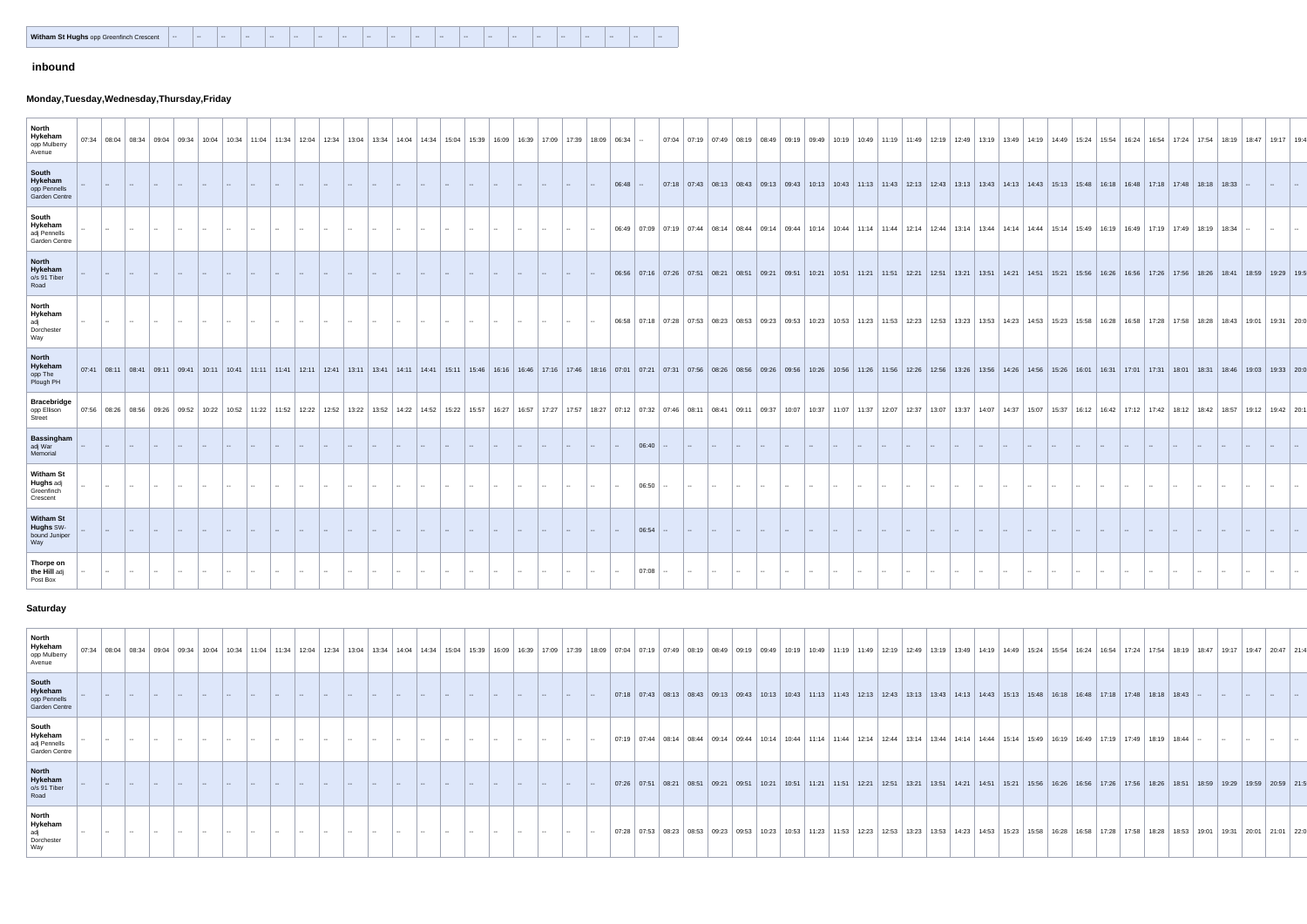| Witham St Hughs opp Greenfinch Crescent | -- | -- | -- | -- | -- | -- | -- | -- | -- | -- | -- | -- | -- | -- | -- | -- | -- | -- | -- | -- | -- |
|---|---|---|---|---|---|---|---|---|---|---|---|---|---|---|---|---|---|---|---|---|---|

## inbound

### Monday,Tuesday,Wednesday,Thursday,Friday

| North Hykeham opp Mulberry Avenue | 07:34 | 08:04 | 08:34 | 09:04 | 09:34 | 10:04 | 10:34 | 11:04 | 11:34 | 12:04 | 12:34 | 13:04 | 13:34 | 14:04 | 14:34 | 15:04 | 15:39 | 16:09 | 16:39 | 17:09 | 17:39 | 18:09 | 06:34 | -- | 07:04 | 07:19 | 07:49 | 08:19 | 08:49 | 09:19 | 09:49 | 10:19 | 10:49 | 11:19 | 11:49 | 12:19 | 12:49 | 13:19 | 13:49 | 14:19 | 14:49 | 15:24 | 15:54 | 16:24 | 16:54 | 17:24 | 17:54 | 18:19 | 18:47 | 19:17 | 19:4 |
|---|---|---|---|---|---|---|---|---|---|---|---|---|---|---|---|---|---|---|---|---|---|---|---|---|---|---|---|---|---|---|---|---|---|---|---|---|---|---|---|---|---|---|---|---|---|---|---|---|---|---|---|
| South Hykeham opp Pennells Garden Centre | -- | -- | -- | -- | -- | -- | -- | -- | -- | -- | -- | -- | -- | -- | -- | -- | -- | -- | -- | -- | -- | -- | 06:48 | -- | 07:18 | 07:43 | 08:13 | 08:43 | 09:13 | 09:43 | 10:13 | 10:43 | 11:13 | 11:43 | 12:13 | 12:43 | 13:13 | 13:43 | 14:13 | 14:43 | 15:13 | 15:48 | 16:18 | 16:48 | 17:18 | 17:48 | 18:18 | 18:33 | -- | -- | -- |
| South Hykeham adj Pennells Garden Centre | -- | -- | -- | -- | -- | -- | -- | -- | -- | -- | -- | -- | -- | -- | -- | -- | -- | -- | -- | -- | -- | -- | 06:49 | 07:09 | 07:19 | 07:44 | 08:14 | 08:44 | 09:14 | 09:44 | 10:14 | 10:44 | 11:14 | 11:44 | 12:14 | 12:44 | 13:14 | 13:44 | 14:14 | 14:44 | 15:14 | 15:49 | 16:19 | 16:49 | 17:19 | 17:49 | 18:19 | 18:34 | -- | -- | -- |
| North Hykeham o/s 91 Tiber Road | -- | -- | -- | -- | -- | -- | -- | -- | -- | -- | -- | -- | -- | -- | -- | -- | -- | -- | -- | -- | -- | -- | 06:56 | 07:16 | 07:26 | 07:51 | 08:21 | 08:51 | 09:21 | 09:51 | 10:21 | 10:51 | 11:21 | 11:51 | 12:21 | 12:51 | 13:21 | 13:51 | 14:21 | 14:51 | 15:21 | 15:56 | 16:26 | 16:56 | 17:26 | 17:56 | 18:26 | 18:41 | 18:59 | 19:29 | 19:5 |
| North Hykeham adj Dorchester Way | -- | -- | -- | -- | -- | -- | -- | -- | -- | -- | -- | -- | -- | -- | -- | -- | -- | -- | -- | -- | -- | -- | 06:58 | 07:18 | 07:28 | 07:53 | 08:23 | 08:53 | 09:23 | 09:53 | 10:23 | 10:53 | 11:23 | 11:53 | 12:23 | 12:53 | 13:23 | 13:53 | 14:23 | 14:53 | 15:23 | 15:58 | 16:28 | 16:58 | 17:28 | 17:58 | 18:28 | 18:43 | 19:01 | 19:31 | 20:0 |
| North Hykeham opp The Plough PH | 07:41 | 08:11 | 08:41 | 09:11 | 09:41 | 10:11 | 10:41 | 11:11 | 11:41 | 12:11 | 12:41 | 13:11 | 13:41 | 14:11 | 14:41 | 15:11 | 15:46 | 16:16 | 16:46 | 17:16 | 17:46 | 18:16 | 07:01 | 07:21 | 07:31 | 07:56 | 08:26 | 08:56 | 09:26 | 09:56 | 10:26 | 10:56 | 11:26 | 11:56 | 12:26 | 12:56 | 13:26 | 13:56 | 14:26 | 14:56 | 15:26 | 16:01 | 16:31 | 17:01 | 17:31 | 18:01 | 18:31 | 18:46 | 19:03 | 19:33 | 20:0 |
| Bracebridge opp Ellison Street | 07:56 | 08:26 | 08:56 | 09:26 | 09:52 | 10:22 | 10:52 | 11:22 | 11:52 | 12:22 | 12:52 | 13:22 | 13:52 | 14:22 | 14:52 | 15:22 | 15:57 | 16:27 | 16:57 | 17:27 | 17:57 | 18:27 | 07:12 | 07:32 | 07:46 | 08:11 | 08:41 | 09:11 | 09:37 | 10:07 | 10:37 | 11:07 | 11:37 | 12:07 | 12:37 | 13:07 | 13:37 | 14:07 | 14:37 | 15:07 | 15:37 | 16:12 | 16:42 | 17:12 | 17:42 | 18:12 | 18:42 | 18:57 | 19:12 | 19:42 | 20:1 |
| Bassingham adj War Memorial | -- | -- | -- | -- | -- | -- | -- | -- | -- | -- | -- | -- | -- | -- | -- | -- | -- | -- | -- | -- | -- | -- | -- | 06:40 | -- | -- | -- | -- | -- | -- | -- | -- | -- | -- | -- | -- | -- | -- | -- | -- | -- | -- | -- | -- | -- | -- | -- | -- | -- | -- | -- |
| Witham St Hughs adj Greenfinch Crescent | -- | -- | -- | -- | -- | -- | -- | -- | -- | -- | -- | -- | -- | -- | -- | -- | -- | -- | -- | -- | -- | -- | -- | 06:50 | -- | -- | -- | -- | -- | -- | -- | -- | -- | -- | -- | -- | -- | -- | -- | -- | -- | -- | -- | -- | -- | -- | -- | -- | -- | -- | -- |
| Witham St Hughs SW-bound Juniper Way | -- | -- | -- | -- | -- | -- | -- | -- | -- | -- | -- | -- | -- | -- | -- | -- | -- | -- | -- | -- | -- | -- | -- | 06:54 | -- | -- | -- | -- | -- | -- | -- | -- | -- | -- | -- | -- | -- | -- | -- | -- | -- | -- | -- | -- | -- | -- | -- | -- | -- | -- | -- |
| Thorpe on the Hill adj Post Box | -- | -- | -- | -- | -- | -- | -- | -- | -- | -- | -- | -- | -- | -- | -- | -- | -- | -- | -- | -- | -- | -- | -- | 07:08 | -- | -- | -- | -- | -- | -- | -- | -- | -- | -- | -- | -- | -- | -- | -- | -- | -- | -- | -- | -- | -- | -- | -- | -- | -- | -- | -- |

### Saturday

| North Hykeham opp Mulberry Avenue | 07:34 | 08:04 | 08:34 | 09:04 | 09:34 | 10:04 | 10:34 | 11:04 | 11:34 | 12:04 | 12:34 | 13:04 | 13:34 | 14:04 | 14:34 | 15:04 | 15:39 | 16:09 | 16:39 | 17:09 | 17:39 | 18:09 | 07:04 | 07:19 | 07:49 | 08:19 | 08:49 | 09:19 | 09:49 | 10:19 | 10:49 | 11:19 | 11:49 | 12:19 | 12:49 | 13:19 | 13:49 | 14:19 | 14:49 | 15:24 | 15:54 | 16:24 | 16:54 | 17:24 | 17:54 | 18:19 | 18:47 | 19:17 | 19:47 | 20:47 | 21:4 |
|---|---|---|---|---|---|---|---|---|---|---|---|---|---|---|---|---|---|---|---|---|---|---|---|---|---|---|---|---|---|---|---|---|---|---|---|---|---|---|---|---|---|---|---|---|---|---|---|---|---|---|---|
| South Hykeham opp Pennells Garden Centre | -- | -- | -- | -- | -- | -- | -- | -- | -- | -- | -- | -- | -- | -- | -- | -- | -- | -- | -- | -- | -- | -- | 07:18 | 07:43 | 08:13 | 08:43 | 09:13 | 09:43 | 10:13 | 10:43 | 11:13 | 11:43 | 12:13 | 12:43 | 13:13 | 13:43 | 14:13 | 14:43 | 15:13 | 15:48 | 16:18 | 16:48 | 17:18 | 17:48 | 18:18 | 18:43 | -- | -- | -- | -- | -- |
| South Hykeham adj Pennells Garden Centre | -- | -- | -- | -- | -- | -- | -- | -- | -- | -- | -- | -- | -- | -- | -- | -- | -- | -- | -- | -- | -- | -- | 07:19 | 07:44 | 08:14 | 08:44 | 09:14 | 09:44 | 10:14 | 10:44 | 11:14 | 11:44 | 12:14 | 12:44 | 13:14 | 13:44 | 14:14 | 14:44 | 15:14 | 15:49 | 16:19 | 16:49 | 17:19 | 17:49 | 18:19 | 18:44 | -- | -- | -- | -- | -- |
| North Hykeham o/s 91 Tiber Road | -- | -- | -- | -- | -- | -- | -- | -- | -- | -- | -- | -- | -- | -- | -- | -- | -- | -- | -- | -- | -- | -- | 07:26 | 07:51 | 08:21 | 08:51 | 09:21 | 09:51 | 10:21 | 10:51 | 11:21 | 11:51 | 12:21 | 12:51 | 13:21 | 13:51 | 14:21 | 14:51 | 15:21 | 15:56 | 16:26 | 16:56 | 17:26 | 17:56 | 18:26 | 18:51 | 18:59 | 19:29 | 19:59 | 20:59 | 21:5 |
| North Hykeham adj Dorchester Way | -- | -- | -- | -- | -- | -- | -- | -- | -- | -- | -- | -- | -- | -- | -- | -- | -- | -- | -- | -- | -- | -- | 07:28 | 07:53 | 08:23 | 08:53 | 09:23 | 09:53 | 10:23 | 10:53 | 11:23 | 11:53 | 12:23 | 12:53 | 13:23 | 13:53 | 14:23 | 14:53 | 15:23 | 15:58 | 16:28 | 16:58 | 17:28 | 17:58 | 18:28 | 18:53 | 19:01 | 19:31 | 20:01 | 21:01 | 22:0 |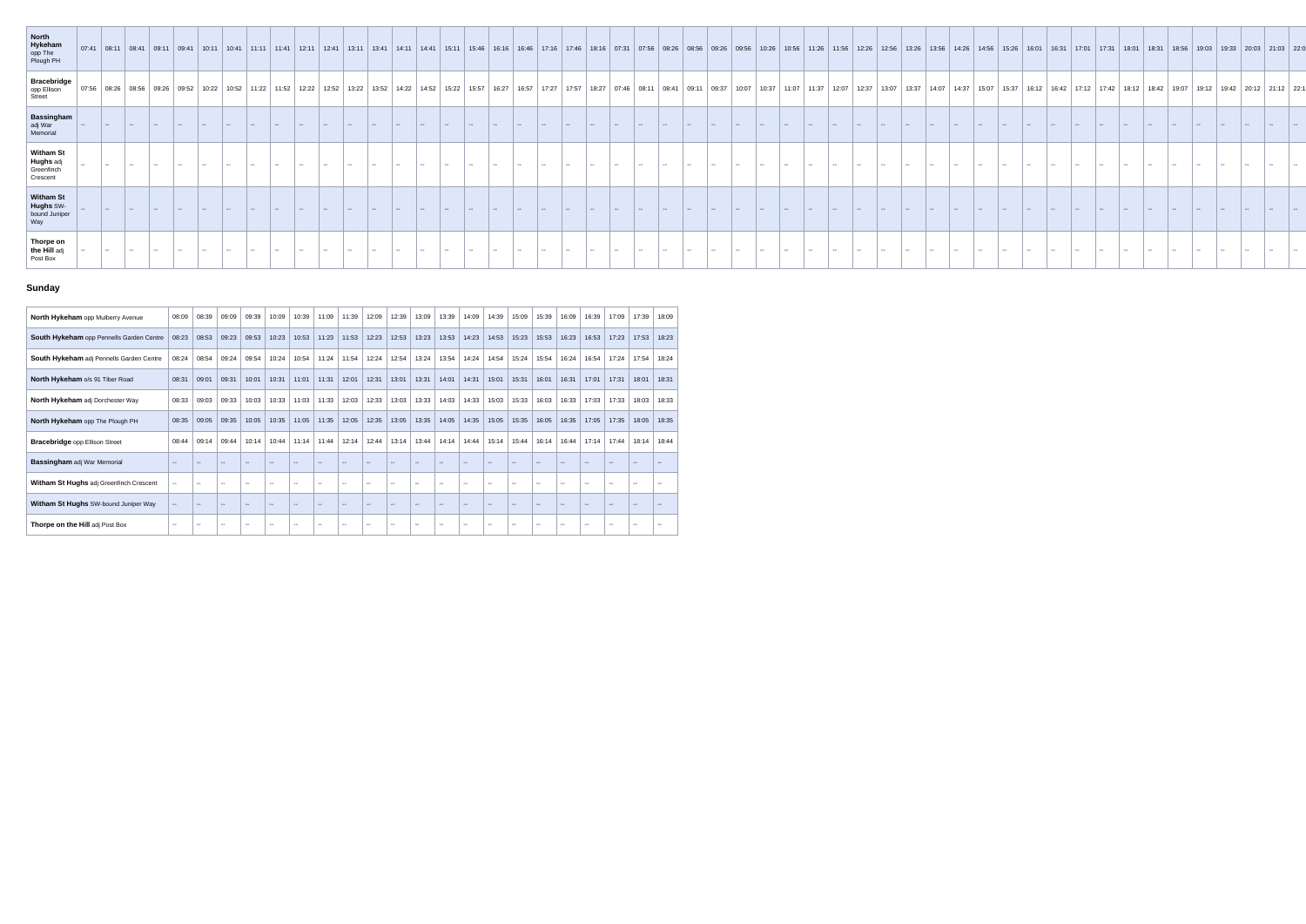| | | | | | | | | | | | | | | | | | | | | | | | | | | | | | | | | | | | | | | | | | | | | | | | | | | | |
|---|---|---|---|---|---|---|---|---|---|---|---|---|---|---|---|---|---|---|---|---|---|---|---|---|---|---|---|---|---|---|---|---|---|---|---|---|---|---|---|---|---|---|---|---|---|---|---|---|---|---|---|
| **North Hykeham** opp The Plough PH | 07:41 | 08:11 | 08:41 | 09:11 | 09:41 | 10:11 | 10:41 | 11:11 | 11:41 | 12:11 | 12:41 | 13:11 | 13:41 | 14:11 | 14:41 | 15:11 | 15:46 | 16:16 | 16:46 | 17:16 | 17:46 | 18:16 | 07:31 | 07:56 | 08:26 | 08:56 | 09:26 | 09:56 | 10:26 | 10:56 | 11:26 | 11:56 | 12:26 | 12:56 | 13:26 | 13:56 | 14:26 | 14:56 | 15:26 | 16:01 | 16:31 | 17:01 | 17:31 | 18:01 | 18:31 | 18:56 | 19:03 | 19:33 | 20:03 | 21:03 | 22:0 |
| **Bracebridge** opp Ellison Street | 07:56 | 08:26 | 08:56 | 09:26 | 09:52 | 10:22 | 10:52 | 11:22 | 11:52 | 12:22 | 12:52 | 13:22 | 13:52 | 14:22 | 14:52 | 15:22 | 15:57 | 16:27 | 16:57 | 17:27 | 17:57 | 18:27 | 07:46 | 08:11 | 08:41 | 09:11 | 09:37 | 10:07 | 10:37 | 11:07 | 11:37 | 12:07 | 12:37 | 13:07 | 13:37 | 14:07 | 14:37 | 15:07 | 15:37 | 16:12 | 16:42 | 17:12 | 17:42 | 18:12 | 18:42 | 19:07 | 19:12 | 19:42 | 20:12 | 21:12 | 22:1 |
| **Bassingham** adj War Memorial | -- | -- | -- | -- | -- | -- | -- | -- | -- | -- | -- | -- | -- | -- | -- | -- | -- | -- | -- | -- | -- | -- | -- | -- | -- | -- | -- | -- | -- | -- | -- | -- | -- | -- | -- | -- | -- | -- | -- | -- | -- | -- | -- | -- | -- | -- | -- | -- | -- | -- | -- |
| **Witham St Hughs** adj Greenfinch Crescent | -- | -- | -- | -- | -- | -- | -- | -- | -- | -- | -- | -- | -- | -- | -- | -- | -- | -- | -- | -- | -- | -- | -- | -- | -- | -- | -- | -- | -- | -- | -- | -- | -- | -- | -- | -- | -- | -- | -- | -- | -- | -- | -- | -- | -- | -- | -- | -- | -- | -- | -- |
| **Witham St Hughs** SW-bound Juniper Way | -- | -- | -- | -- | -- | -- | -- | -- | -- | -- | -- | -- | -- | -- | -- | -- | -- | -- | -- | -- | -- | -- | -- | -- | -- | -- | -- | -- | -- | -- | -- | -- | -- | -- | -- | -- | -- | -- | -- | -- | -- | -- | -- | -- | -- | -- | -- | -- | -- | -- | -- |
| **Thorpe on the Hill** adj Post Box | -- | -- | -- | -- | -- | -- | -- | -- | -- | -- | -- | -- | -- | -- | -- | -- | -- | -- | -- | -- | -- | -- | -- | -- | -- | -- | -- | -- | -- | -- | -- | -- | -- | -- | -- | -- | -- | -- | -- | -- | -- | -- | -- | -- | -- | -- | -- | -- | -- | -- | -- |

### Sunday

| | | | | | | | | | | | | | | | | | | | | | |
|---|---|---|---|---|---|---|---|---|---|---|---|---|---|---|---|---|---|---|---|---|---|
| **North Hykeham** opp Mulberry Avenue | 08:09 | 08:39 | 09:09 | 09:39 | 10:09 | 10:39 | 11:09 | 11:39 | 12:09 | 12:39 | 13:09 | 13:39 | 14:09 | 14:39 | 15:09 | 15:39 | 16:09 | 16:39 | 17:09 | 17:39 | 18:09 |
| **South Hykeham** opp Pennells Garden Centre | 08:23 | 08:53 | 09:23 | 09:53 | 10:23 | 10:53 | 11:23 | 11:53 | 12:23 | 12:53 | 13:23 | 13:53 | 14:23 | 14:53 | 15:23 | 15:53 | 16:23 | 16:53 | 17:23 | 17:53 | 18:23 |
| **South Hykeham** adj Pennells Garden Centre | 08:24 | 08:54 | 09:24 | 09:54 | 10:24 | 10:54 | 11:24 | 11:54 | 12:24 | 12:54 | 13:24 | 13:54 | 14:24 | 14:54 | 15:24 | 15:54 | 16:24 | 16:54 | 17:24 | 17:54 | 18:24 |
| **North Hykeham** o/s 91 Tiber Road | 08:31 | 09:01 | 09:31 | 10:01 | 10:31 | 11:01 | 11:31 | 12:01 | 12:31 | 13:01 | 13:31 | 14:01 | 14:31 | 15:01 | 15:31 | 16:01 | 16:31 | 17:01 | 17:31 | 18:01 | 18:31 |
| **North Hykeham** adj Dorchester Way | 08:33 | 09:03 | 09:33 | 10:03 | 10:33 | 11:03 | 11:33 | 12:03 | 12:33 | 13:03 | 13:33 | 14:03 | 14:33 | 15:03 | 15:33 | 16:03 | 16:33 | 17:03 | 17:33 | 18:03 | 18:33 |
| **North Hykeham** opp The Plough PH | 08:35 | 09:05 | 09:35 | 10:05 | 10:35 | 11:05 | 11:35 | 12:05 | 12:35 | 13:05 | 13:35 | 14:05 | 14:35 | 15:05 | 15:35 | 16:05 | 16:35 | 17:05 | 17:35 | 18:05 | 18:35 |
| **Bracebridge** opp Ellison Street | 08:44 | 09:14 | 09:44 | 10:14 | 10:44 | 11:14 | 11:44 | 12:14 | 12:44 | 13:14 | 13:44 | 14:14 | 14:44 | 15:14 | 15:44 | 16:14 | 16:44 | 17:14 | 17:44 | 18:14 | 18:44 |
| **Bassingham** adj War Memorial | -- | -- | -- | -- | -- | -- | -- | -- | -- | -- | -- | -- | -- | -- | -- | -- | -- | -- | -- | -- | -- |
| **Witham St Hughs** adj Greenfinch Crescent | -- | -- | -- | -- | -- | -- | -- | -- | -- | -- | -- | -- | -- | -- | -- | -- | -- | -- | -- | -- | -- |
| **Witham St Hughs** SW-bound Juniper Way | -- | -- | -- | -- | -- | -- | -- | -- | -- | -- | -- | -- | -- | -- | -- | -- | -- | -- | -- | -- | -- |
| **Thorpe on the Hill** adj Post Box | -- | -- | -- | -- | -- | -- | -- | -- | -- | -- | -- | -- | -- | -- | -- | -- | -- | -- | -- | -- | -- |